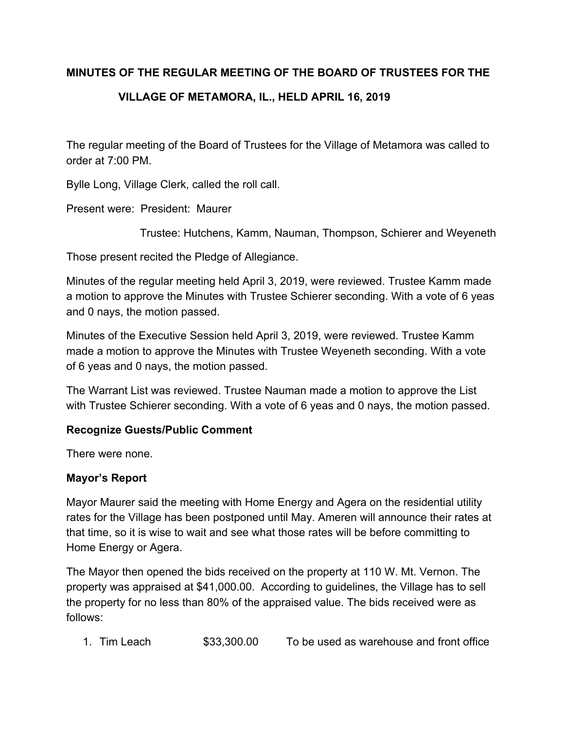**MINUTES OF THE REGULAR MEETING OF THE BOARD OF TRUSTEES FOR THE VILLAGE OF METAMORA, IL., HELD APRIL 16, 2019**

The regular meeting of the Board of Trustees for the Village of Metamora was called to order at 7:00 PM.

Bylle Long, Village Clerk, called the roll call.

Present were: President: Maurer

Trustee: Hutchens, Kamm, Nauman, Thompson, Schierer and Weyeneth

Those present recited the Pledge of Allegiance.

Minutes of the regular meeting held April 3, 2019, were reviewed. Trustee Kamm made a motion to approve the Minutes with Trustee Schierer seconding. With a vote of 6 yeas and 0 nays, the motion passed.

Minutes of the Executive Session held April 3, 2019, were reviewed. Trustee Kamm made a motion to approve the Minutes with Trustee Weyeneth seconding. With a vote of 6 yeas and 0 nays, the motion passed.

The Warrant List was reviewed. Trustee Nauman made a motion to approve the List with Trustee Schierer seconding. With a vote of 6 yeas and 0 nays, the motion passed.

**Recognize Guests/Public Comment**

There were none.

**Mayor's Report**

Mayor Maurer said the meeting with Home Energy and Agera on the residential utility rates for the Village has been postponed until May. Ameren will announce their rates at that time, so it is wise to wait and see what those rates will be before committing to Home Energy or Agera.

The Mayor then opened the bids received on the property at 110 W. Mt. Vernon. The property was appraised at $41,000.00. According to guidelines, the Village has to sell the property for no less than 80% of the appraised value. The bids received were as follows:

1. Tim Leach $33,300.00 To be used as warehouse and front office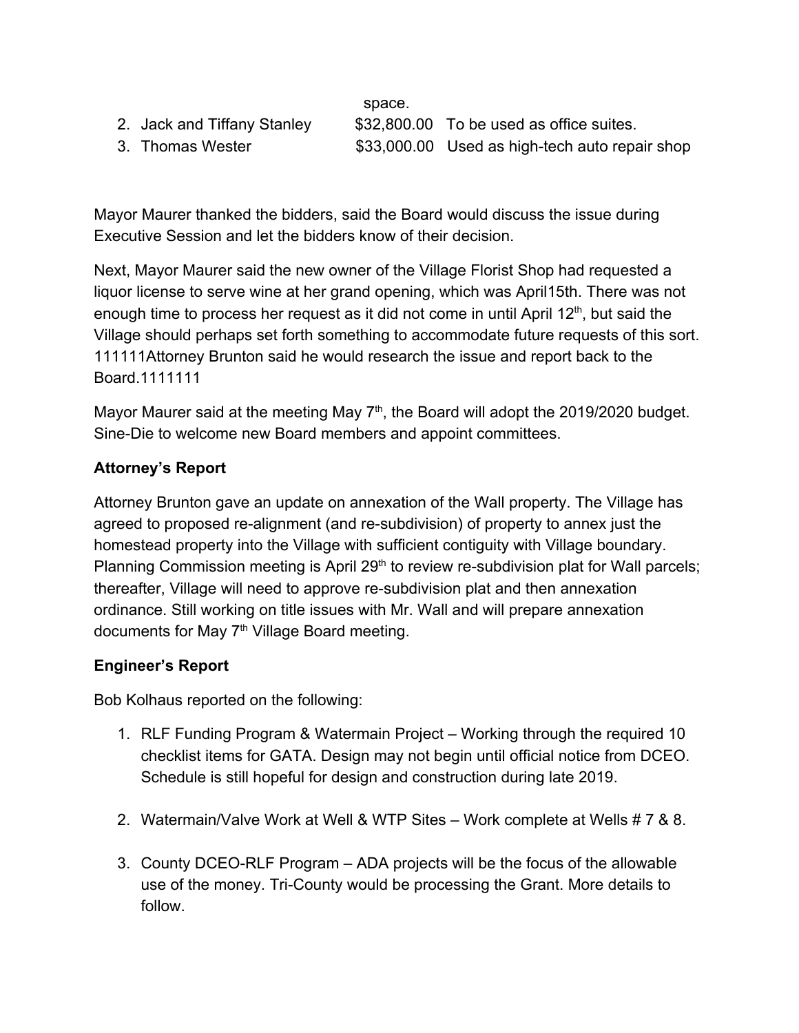space.

2. Jack and Tiffany Stanley $32,800.00 To be used as office suites.
3. Thomas Wester $33,000.00 Used as high-tech auto repair shop

Mayor Maurer thanked the bidders, said the Board would discuss the issue during Executive Session and let the bidders know of their decision.

Next, Mayor Maurer said the new owner of the Village Florist Shop had requested a liquor license to serve wine at her grand opening, which was April15th. There was not enough time to process her request as it did not come in until April 12th, but said the Village should perhaps set forth something to accommodate future requests of this sort. 111111Attorney Brunton said he would research the issue and report back to the Board.1111111

Mayor Maurer said at the meeting May 7th, the Board will adopt the 2019/2020 budget. Sine-Die to welcome new Board members and appoint committees.

**Attorney's Report**

Attorney Brunton gave an update on annexation of the Wall property. The Village has agreed to proposed re-alignment (and re-subdivision) of property to annex just the homestead property into the Village with sufficient contiguity with Village boundary. Planning Commission meeting is April 29th to review re-subdivision plat for Wall parcels; thereafter, Village will need to approve re-subdivision plat and then annexation ordinance. Still working on title issues with Mr. Wall and will prepare annexation documents for May 7th Village Board meeting.

**Engineer's Report**

Bob Kolhaus reported on the following:

1. RLF Funding Program & Watermain Project – Working through the required 10 checklist items for GATA. Design may not begin until official notice from DCEO. Schedule is still hopeful for design and construction during late 2019.

2. Watermain/Valve Work at Well & WTP Sites – Work complete at Wells # 7 & 8.

3. County DCEO-RLF Program – ADA projects will be the focus of the allowable use of the money. Tri-County would be processing the Grant. More details to follow.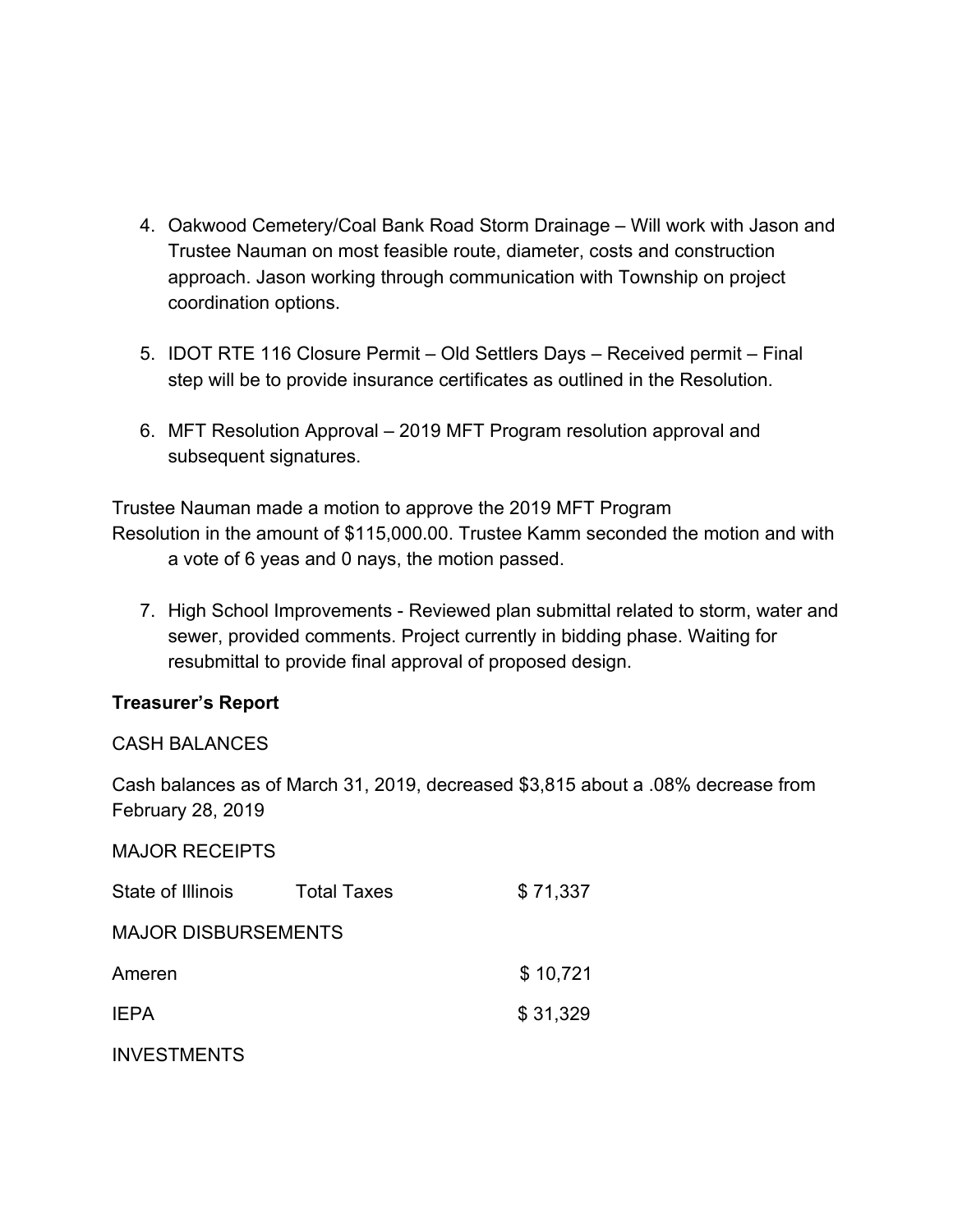4. Oakwood Cemetery/Coal Bank Road Storm Drainage – Will work with Jason and Trustee Nauman on most feasible route, diameter, costs and construction approach. Jason working through communication with Township on project coordination options.

5. IDOT RTE 116 Closure Permit – Old Settlers Days – Received permit – Final step will be to provide insurance certificates as outlined in the Resolution.

6. MFT Resolution Approval – 2019 MFT Program resolution approval and subsequent signatures.

Trustee Nauman made a motion to approve the 2019 MFT Program Resolution in the amount of $115,000.00. Trustee Kamm seconded the motion and with a vote of 6 yeas and 0 nays, the motion passed.

7. High School Improvements - Reviewed plan submittal related to storm, water and sewer, provided comments. Project currently in bidding phase. Waiting for resubmittal to provide final approval of proposed design.

**Treasurer's Report**

CASH BALANCES

Cash balances as of March 31, 2019, decreased $3,815 about a .08% decrease from February 28, 2019

MAJOR RECEIPTS

| | | |
|---|---|---|
| State of Illinois | Total Taxes | $ 71,337 |

MAJOR DISBURSEMENTS

| | |
|---|---|
| Ameren | $ 10,721 |
| IEPA | $ 31,329 |

INVESTMENTS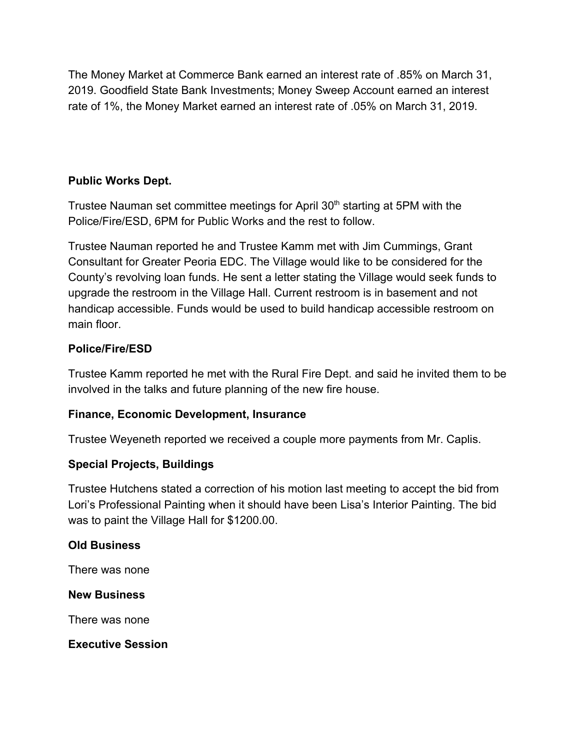The Money Market at Commerce Bank earned an interest rate of .85% on March 31, 2019. Goodfield State Bank Investments; Money Sweep Account earned an interest rate of 1%, the Money Market earned an interest rate of .05% on March 31, 2019.

**Public Works Dept.**

Trustee Nauman set committee meetings for April 30th starting at 5PM with the Police/Fire/ESD, 6PM for Public Works and the rest to follow.

Trustee Nauman reported he and Trustee Kamm met with Jim Cummings, Grant Consultant for Greater Peoria EDC. The Village would like to be considered for the County's revolving loan funds. He sent a letter stating the Village would seek funds to upgrade the restroom in the Village Hall. Current restroom is in basement and not handicap accessible. Funds would be used to build handicap accessible restroom on main floor.

**Police/Fire/ESD**

Trustee Kamm reported he met with the Rural Fire Dept. and said he invited them to be involved in the talks and future planning of the new fire house.

**Finance, Economic Development, Insurance**

Trustee Weyeneth reported we received a couple more payments from Mr. Caplis.

**Special Projects, Buildings**

Trustee Hutchens stated a correction of his motion last meeting to accept the bid from Lori's Professional Painting when it should have been Lisa's Interior Painting. The bid was to paint the Village Hall for $1200.00.

**Old Business**

There was none

**New Business**

There was none

**Executive Session**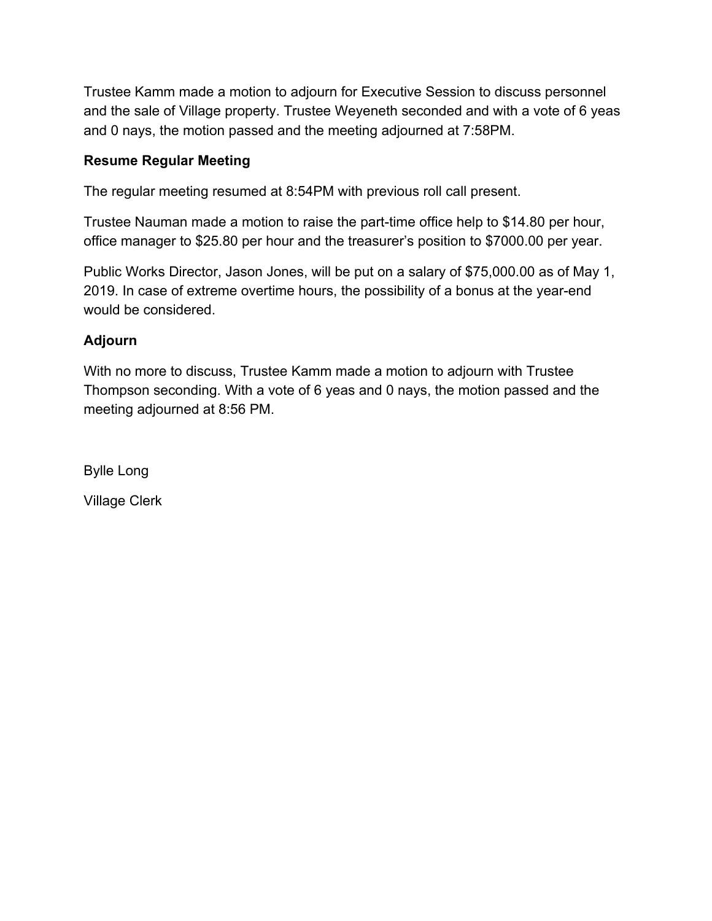Trustee Kamm made a motion to adjourn for Executive Session to discuss personnel and the sale of Village property. Trustee Weyeneth seconded and with a vote of 6 yeas and 0 nays, the motion passed and the meeting adjourned at 7:58PM.

**Resume Regular Meeting**

The regular meeting resumed at 8:54PM with previous roll call present.

Trustee Nauman made a motion to raise the part-time office help to $14.80 per hour, office manager to $25.80 per hour and the treasurer's position to $7000.00 per year.

Public Works Director, Jason Jones, will be put on a salary of $75,000.00 as of May 1, 2019. In case of extreme overtime hours, the possibility of a bonus at the year-end would be considered.

**Adjourn**

With no more to discuss, Trustee Kamm made a motion to adjourn with Trustee Thompson seconding. With a vote of 6 yeas and 0 nays, the motion passed and the meeting adjourned at 8:56 PM.

Bylle Long

Village Clerk